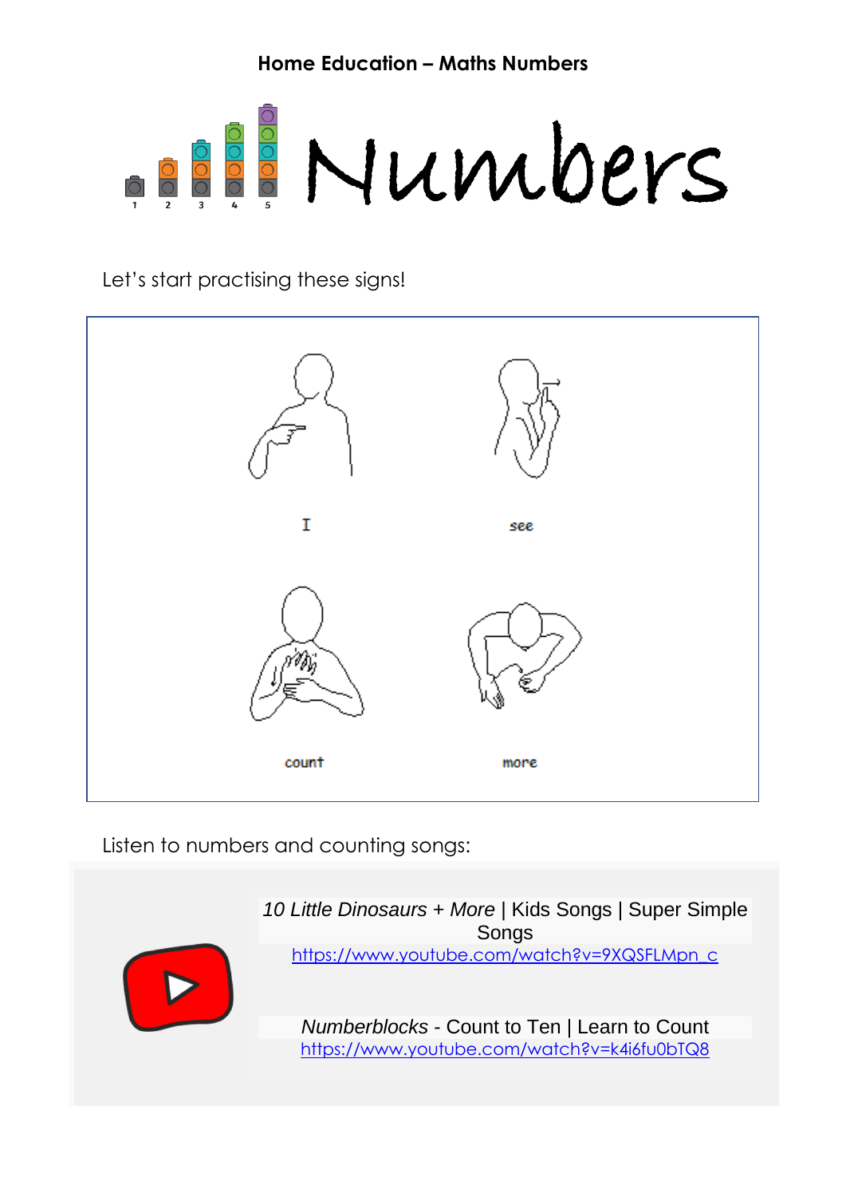**Home Education – Maths Numbers**

# Numbers

Let's start practising these signs!

I

see

count

more

Listen to numbers and counting songs:

*10 Little Dinosaurs + More* | Kids Songs | Super Simple Songs
https://www.youtube.com/watch?v=9XQSFLMpn_c

*Numberblocks* - Count to Ten | Learn to Count
https://www.youtube.com/watch?v=k4i6fu0bTQ8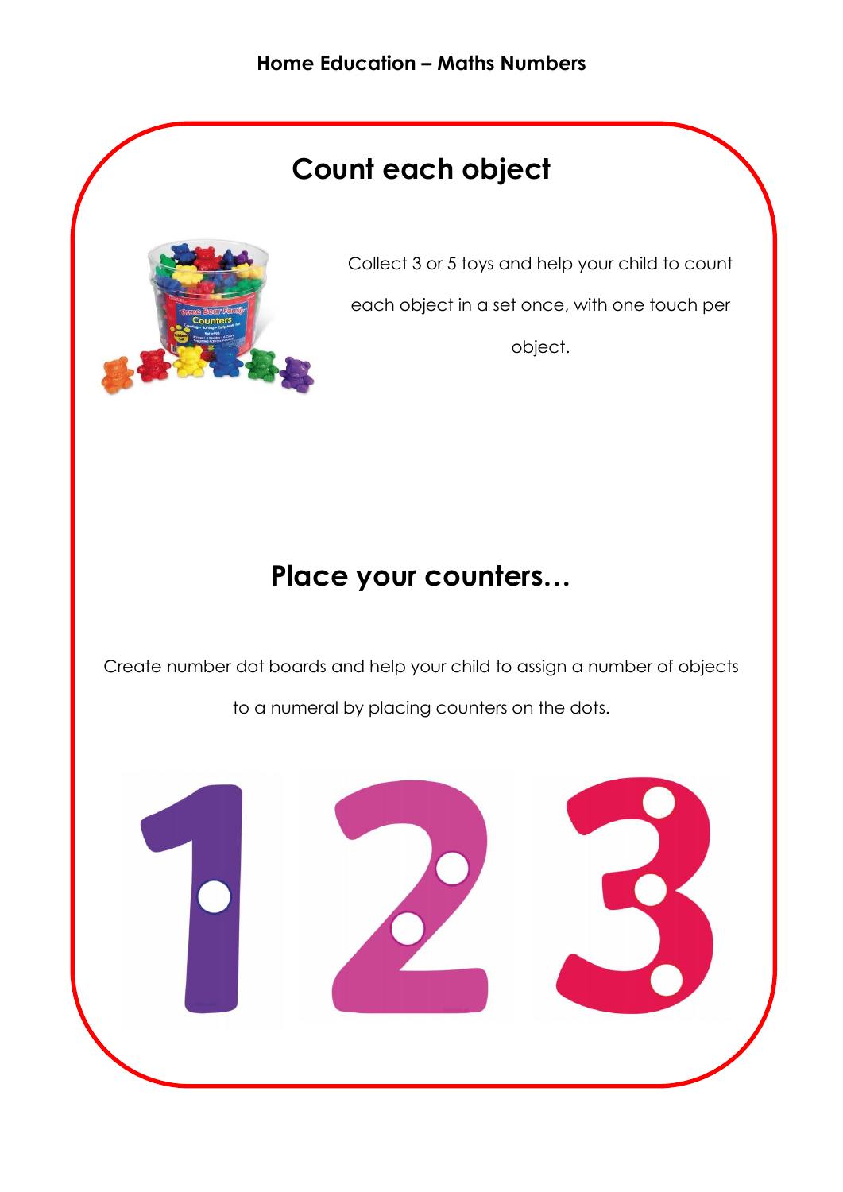**Home Education – Maths Numbers**

## Count each object

Collect 3 or 5 toys and help your child to count each object in a set once, with one touch per object.

## Place your counters…

Create number dot boards and help your child to assign a number of objects to a numeral by placing counters on the dots.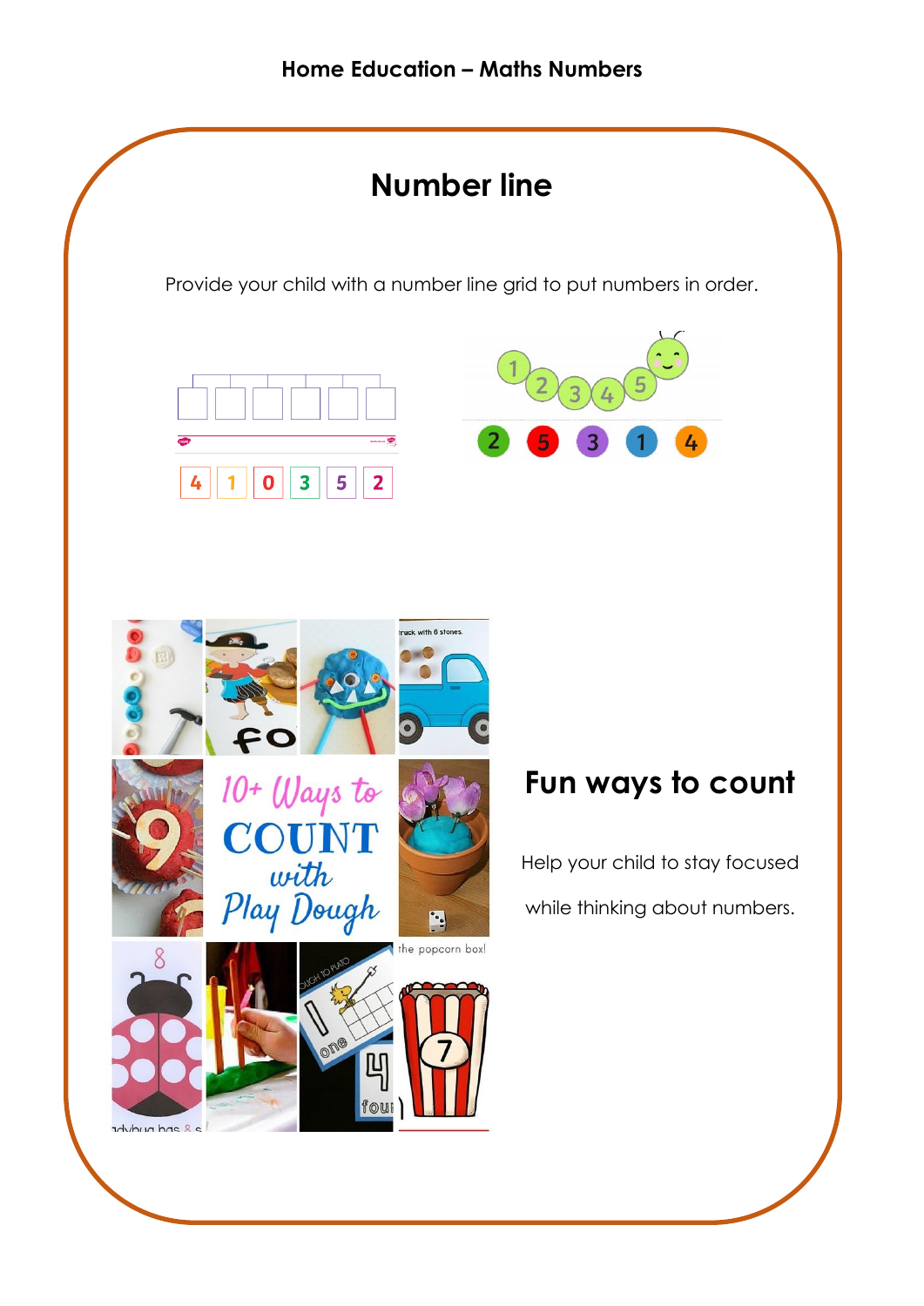Home Education – Maths Numbers

## Number line

Provide your child with a number line grid to put numbers in order.

## Fun ways to count

Help your child to stay focused

while thinking about numbers.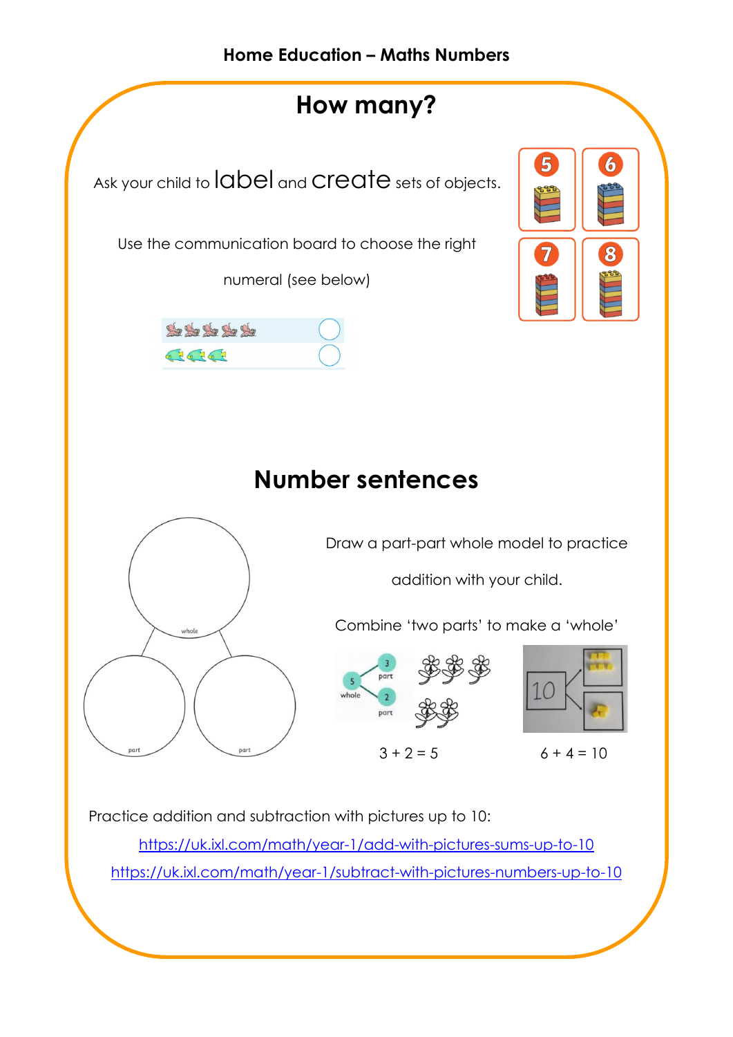**Home Education – Maths Numbers**

## How many?

Ask your child to label and create sets of objects.

Use the communication board to choose the right numeral (see below)

## Number sentences

Draw a part-part whole model to practice addition with your child.

Combine 'two parts' to make a 'whole'

3 + 2 = 5

6 + 4 = 10

Practice addition and subtraction with pictures up to 10:

https://uk.ixl.com/math/year-1/add-with-pictures-sums-up-to-10

https://uk.ixl.com/math/year-1/subtract-with-pictures-numbers-up-to-10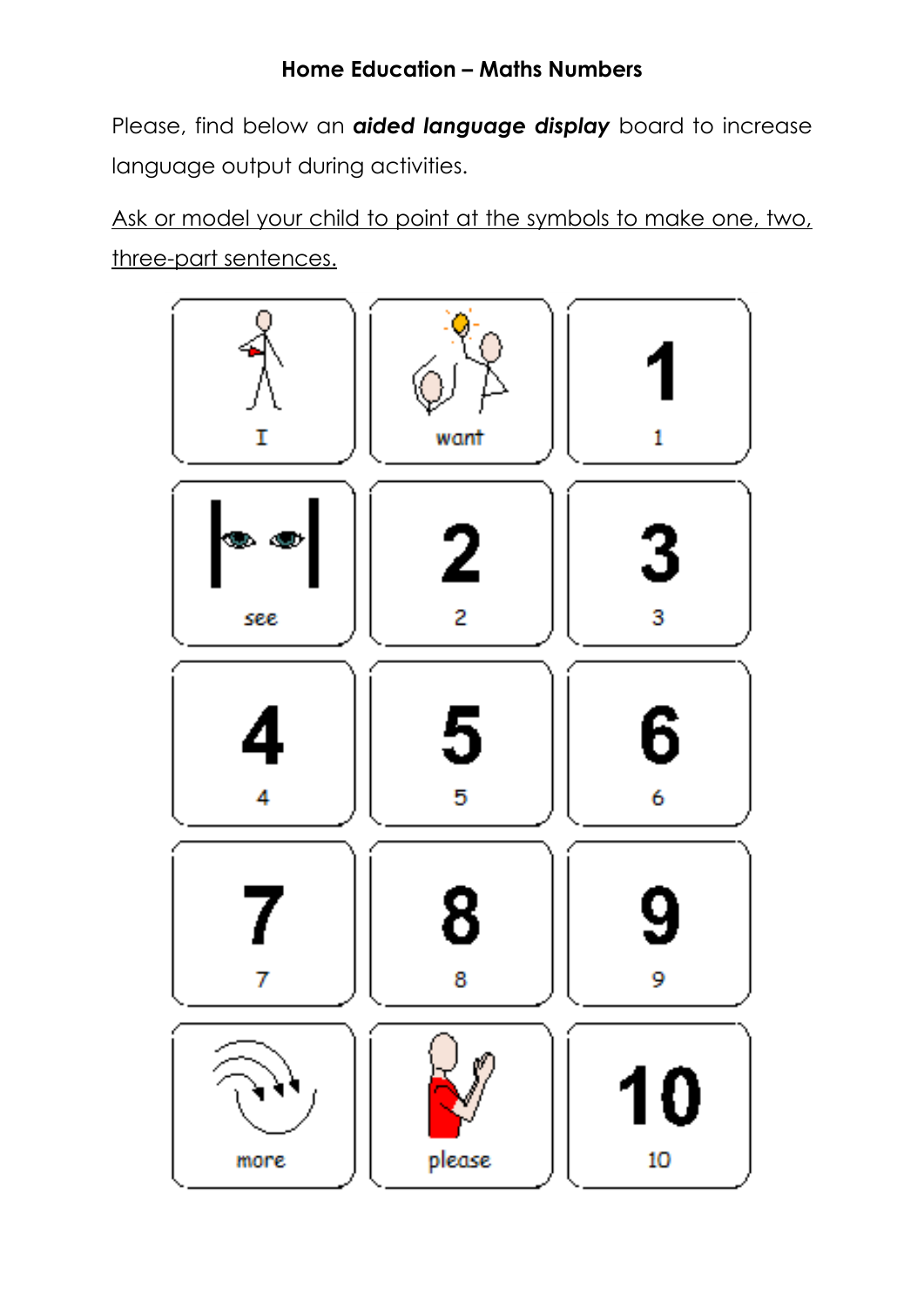**Home Education – Maths Numbers**

Please, find below an ***aided language display*** board to increase language output during activities.

<u>Ask or model your child to point at the symbols to make one, two, three-part sentences.</u>

| | | |
|---|---|---|
| I | want | 1 |
| see | 2 | 3 |
| 4 | 5 | 6 |
| 7 | 8 | 9 |
| more | please | 10 |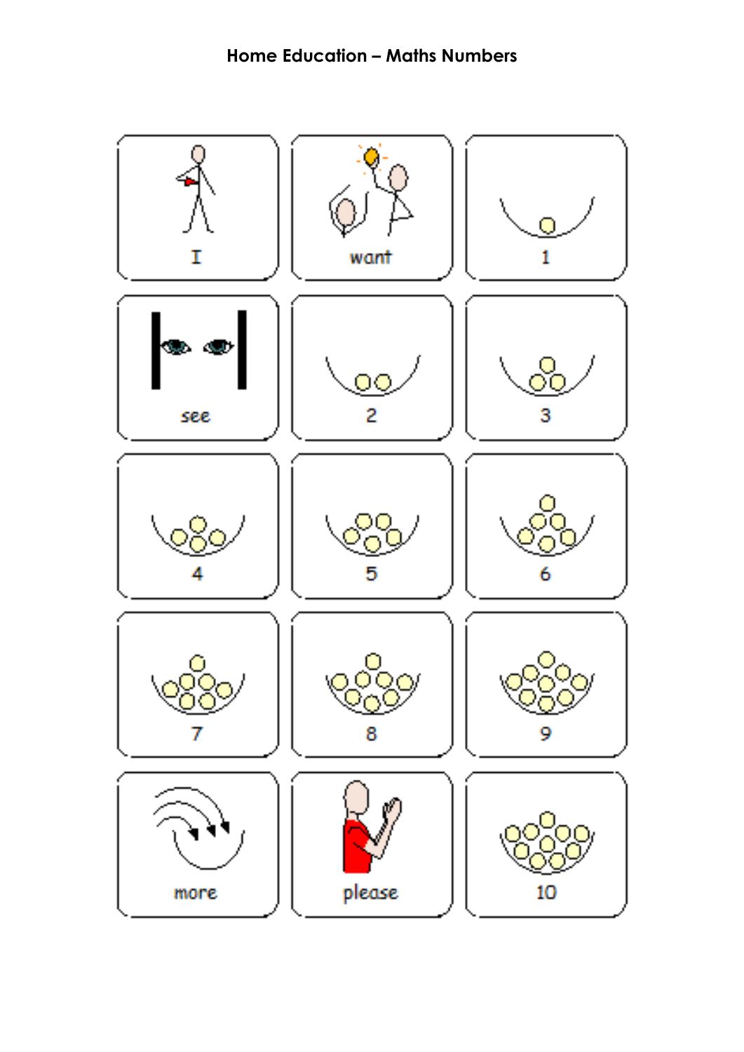# Home Education – Maths Numbers

| | | |
|---|---|---|
| I | want | 1 |
| see | 2 | 3 |
| 4 | 5 | 6 |
| 7 | 8 | 9 |
| more | please | 10 |